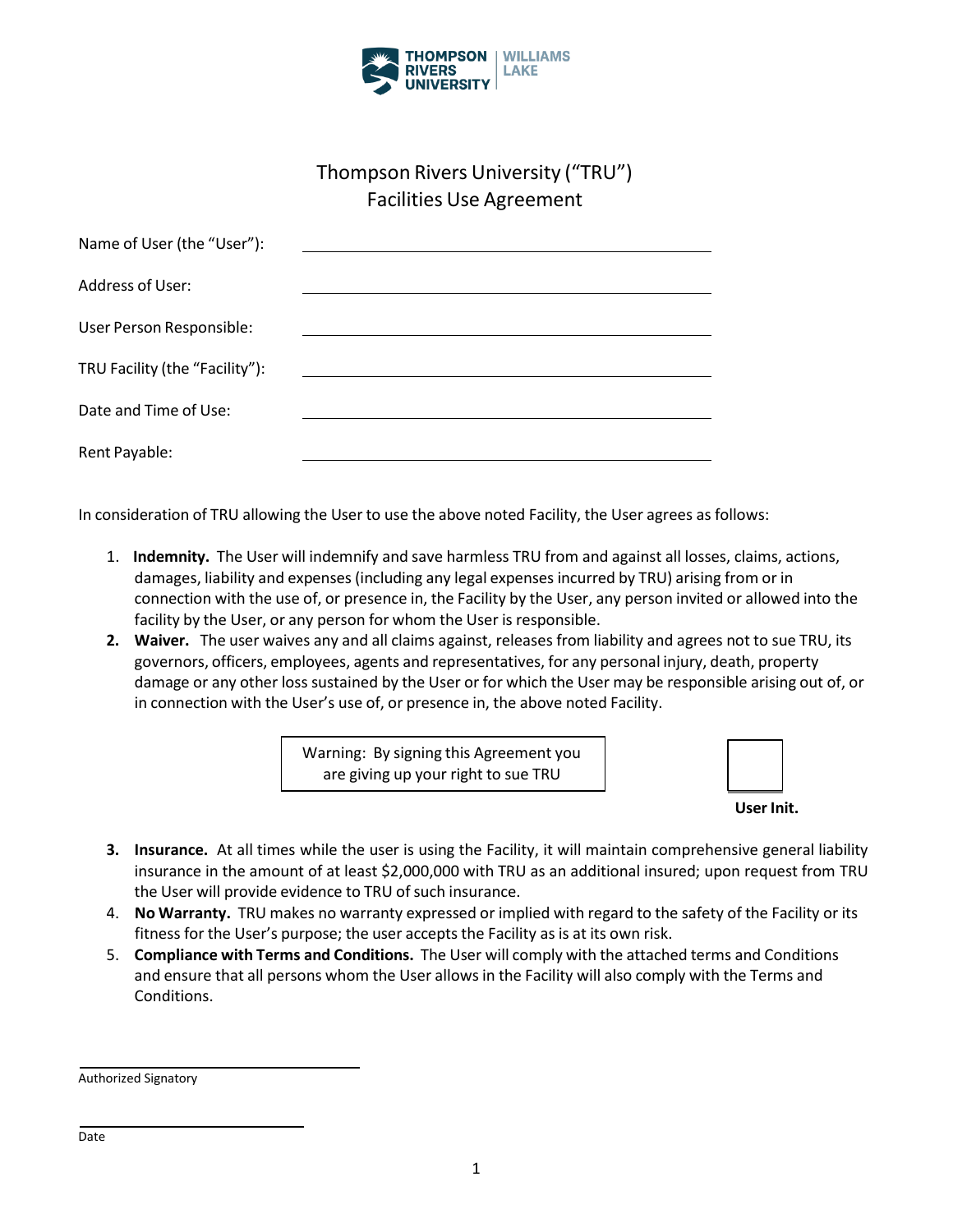THOMPSON RIVERS UNIVERSITY | WILLIAMS LAKE

# Thompson Rivers University ("TRU")
# Facilities Use Agreement

Name of User (the "User"): ______________________________

Address of User: ______________________________

User Person Responsible: ______________________________

TRU Facility (the "Facility"): ______________________________

Date and Time of Use: ______________________________

Rent Payable: ______________________________

In consideration of TRU allowing the User to use the above noted Facility, the User agrees as follows:

1. **Indemnity.** The User will indemnify and save harmless TRU from and against all losses, claims, actions, damages, liability and expenses (including any legal expenses incurred by TRU) arising from or in connection with the use of, or presence in, the Facility by the User, any person invited or allowed into the facility by the User, or any person for whom the User is responsible.
2. **Waiver.** The user waives any and all claims against, releases from liability and agrees not to sue TRU, its governors, officers, employees, agents and representatives, for any personal injury, death, property damage or any other loss sustained by the User or for which the User may be responsible arising out of, or in connection with the User's use of, or presence in, the above noted Facility.

> Warning: By signing this Agreement you are giving up your right to sue TRU

**User Init.** ______

3. **Insurance.** At all times while the user is using the Facility, it will maintain comprehensive general liability insurance in the amount of at least $2,000,000 with TRU as an additional insured; upon request from TRU the User will provide evidence to TRU of such insurance.
4. **No Warranty.** TRU makes no warranty expressed or implied with regard to the safety of the Facility or its fitness for the User's purpose; the user accepts the Facility as is at its own risk.
5. **Compliance with Terms and Conditions.** The User will comply with the attached terms and Conditions and ensure that all persons whom the User allows in the Facility will also comply with the Terms and Conditions.

______________________________
Authorized Signatory

______________________________
Date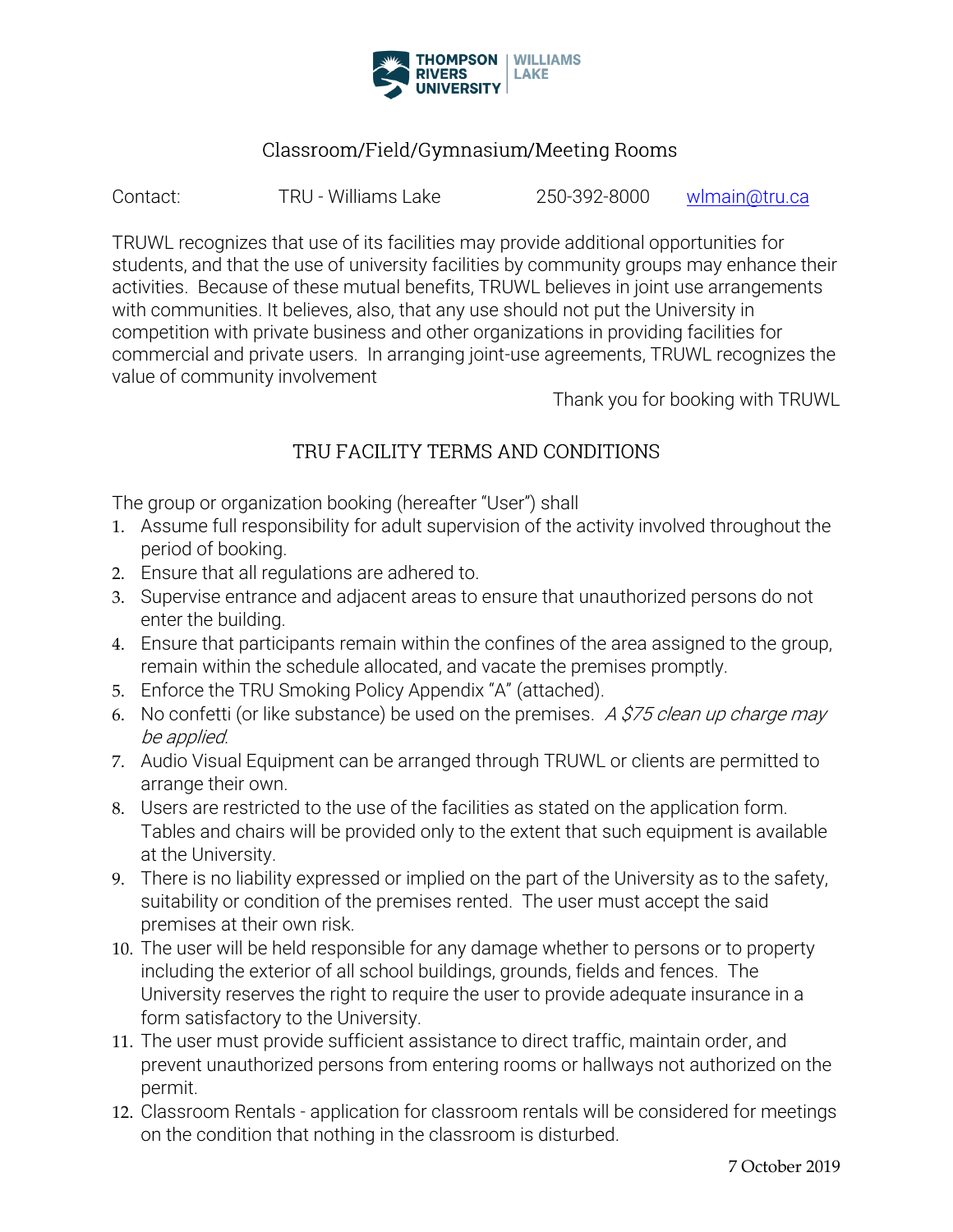THOMPSON RIVERS UNIVERSITY | WILLIAMS LAKE

## Classroom/Field/Gymnasium/Meeting Rooms

Contact: TRU - Williams Lake 250-392-8000 wlmain@tru.ca

TRUWL recognizes that use of its facilities may provide additional opportunities for students, and that the use of university facilities by community groups may enhance their activities. Because of these mutual benefits, TRUWL believes in joint use arrangements with communities. It believes, also, that any use should not put the University in competition with private business and other organizations in providing facilities for commercial and private users. In arranging joint-use agreements, TRUWL recognizes the value of community involvement

Thank you for booking with TRUWL

## TRU FACILITY TERMS AND CONDITIONS

The group or organization booking (hereafter "User") shall

1. Assume full responsibility for adult supervision of the activity involved throughout the period of booking.
2. Ensure that all regulations are adhered to.
3. Supervise entrance and adjacent areas to ensure that unauthorized persons do not enter the building.
4. Ensure that participants remain within the confines of the area assigned to the group, remain within the schedule allocated, and vacate the premises promptly.
5. Enforce the TRU Smoking Policy Appendix "A" (attached).
6. No confetti (or like substance) be used on the premises. *A $75 clean up charge may be applied.*
7. Audio Visual Equipment can be arranged through TRUWL or clients are permitted to arrange their own.
8. Users are restricted to the use of the facilities as stated on the application form. Tables and chairs will be provided only to the extent that such equipment is available at the University.
9. There is no liability expressed or implied on the part of the University as to the safety, suitability or condition of the premises rented. The user must accept the said premises at their own risk.
10. The user will be held responsible for any damage whether to persons or to property including the exterior of all school buildings, grounds, fields and fences. The University reserves the right to require the user to provide adequate insurance in a form satisfactory to the University.
11. The user must provide sufficient assistance to direct traffic, maintain order, and prevent unauthorized persons from entering rooms or hallways not authorized on the permit.
12. Classroom Rentals - application for classroom rentals will be considered for meetings on the condition that nothing in the classroom is disturbed.

7 October 2019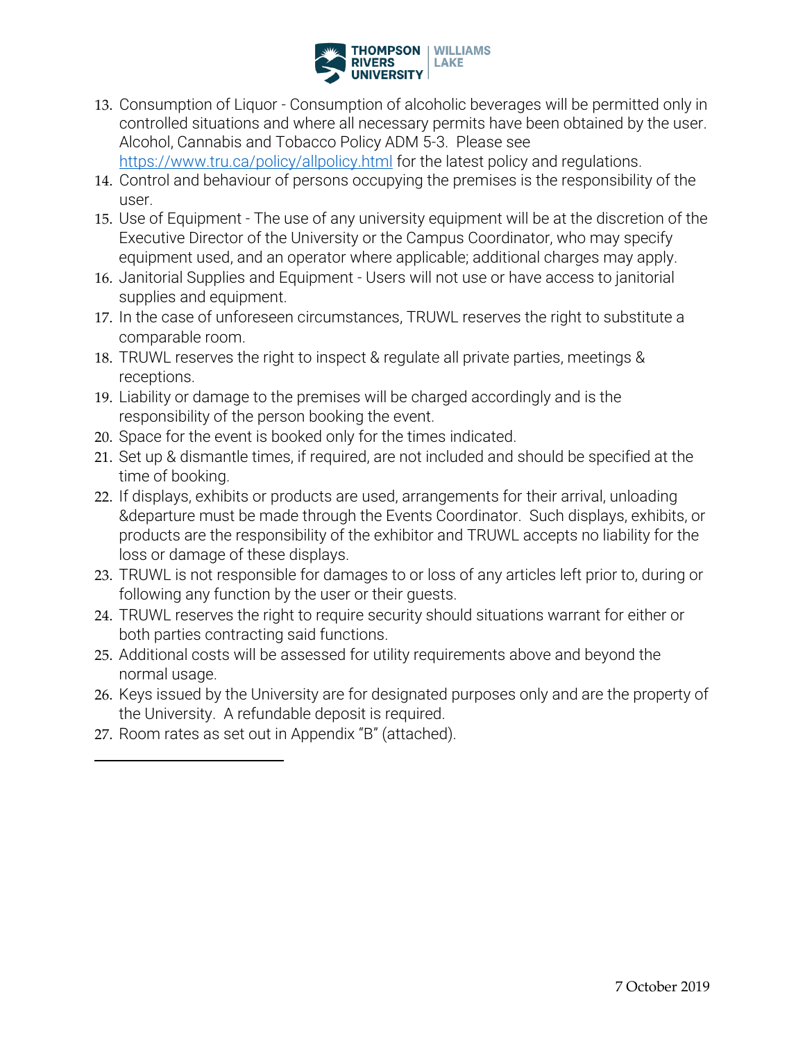13. Consumption of Liquor - Consumption of alcoholic beverages will be permitted only in controlled situations and where all necessary permits have been obtained by the user. Alcohol, Cannabis and Tobacco Policy ADM 5-3. Please see https://www.tru.ca/policy/allpolicy.html for the latest policy and regulations.
14. Control and behaviour of persons occupying the premises is the responsibility of the user.
15. Use of Equipment - The use of any university equipment will be at the discretion of the Executive Director of the University or the Campus Coordinator, who may specify equipment used, and an operator where applicable; additional charges may apply.
16. Janitorial Supplies and Equipment - Users will not use or have access to janitorial supplies and equipment.
17. In the case of unforeseen circumstances, TRUWL reserves the right to substitute a comparable room.
18. TRUWL reserves the right to inspect & regulate all private parties, meetings & receptions.
19. Liability or damage to the premises will be charged accordingly and is the responsibility of the person booking the event.
20. Space for the event is booked only for the times indicated.
21. Set up & dismantle times, if required, are not included and should be specified at the time of booking.
22. If displays, exhibits or products are used, arrangements for their arrival, unloading &departure must be made through the Events Coordinator. Such displays, exhibits, or products are the responsibility of the exhibitor and TRUWL accepts no liability for the loss or damage of these displays.
23. TRUWL is not responsible for damages to or loss of any articles left prior to, during or following any function by the user or their guests.
24. TRUWL reserves the right to require security should situations warrant for either or both parties contracting said functions.
25. Additional costs will be assessed for utility requirements above and beyond the normal usage.
26. Keys issued by the University are for designated purposes only and are the property of the University. A refundable deposit is required.
27. Room rates as set out in Appendix "B" (attached).

7 October 2019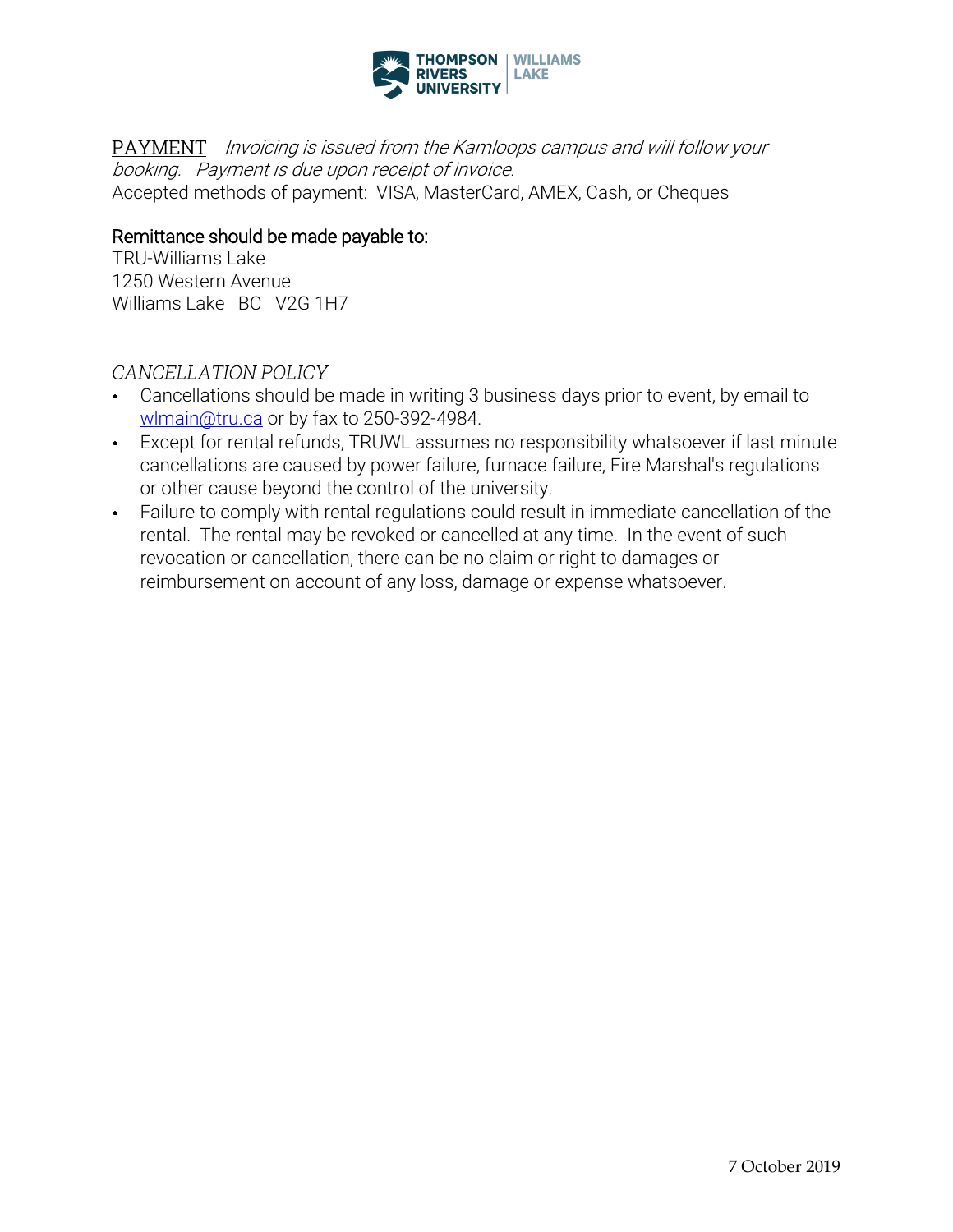PAYMENT *Invoicing is issued from the Kamloops campus and will follow your booking. Payment is due upon receipt of invoice.*
Accepted methods of payment: VISA, MasterCard, AMEX, Cash, or Cheques

Remittance should be made payable to:
TRU-Williams Lake
1250 Western Avenue
Williams Lake BC V2G 1H7

*CANCELLATION POLICY*

- Cancellations should be made in writing 3 business days prior to event, by email to wlmain@tru.ca or by fax to 250-392-4984.
- Except for rental refunds, TRUWL assumes no responsibility whatsoever if last minute cancellations are caused by power failure, furnace failure, Fire Marshal's regulations or other cause beyond the control of the university.
- Failure to comply with rental regulations could result in immediate cancellation of the rental. The rental may be revoked or cancelled at any time. In the event of such revocation or cancellation, there can be no claim or right to damages or reimbursement on account of any loss, damage or expense whatsoever.

7 October 2019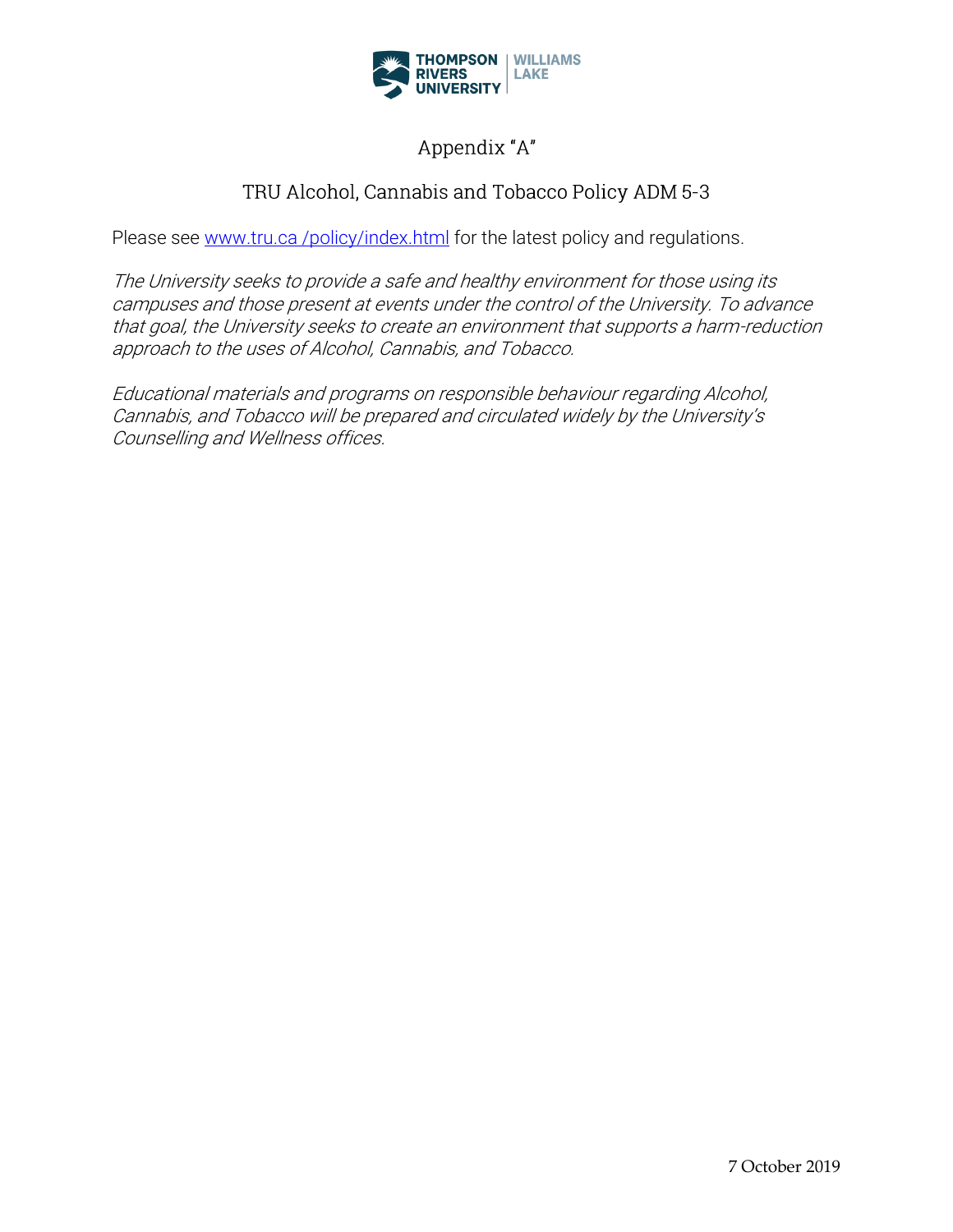# Appendix "A"

## TRU Alcohol, Cannabis and Tobacco Policy ADM 5-3

Please see [www.tru.ca /policy/index.html](www.tru.ca/policy/index.html) for the latest policy and regulations.

*The University seeks to provide a safe and healthy environment for those using its campuses and those present at events under the control of the University. To advance that goal, the University seeks to create an environment that supports a harm-reduction approach to the uses of Alcohol, Cannabis, and Tobacco.*

*Educational materials and programs on responsible behaviour regarding Alcohol, Cannabis, and Tobacco will be prepared and circulated widely by the University's Counselling and Wellness offices.*

7 October 2019